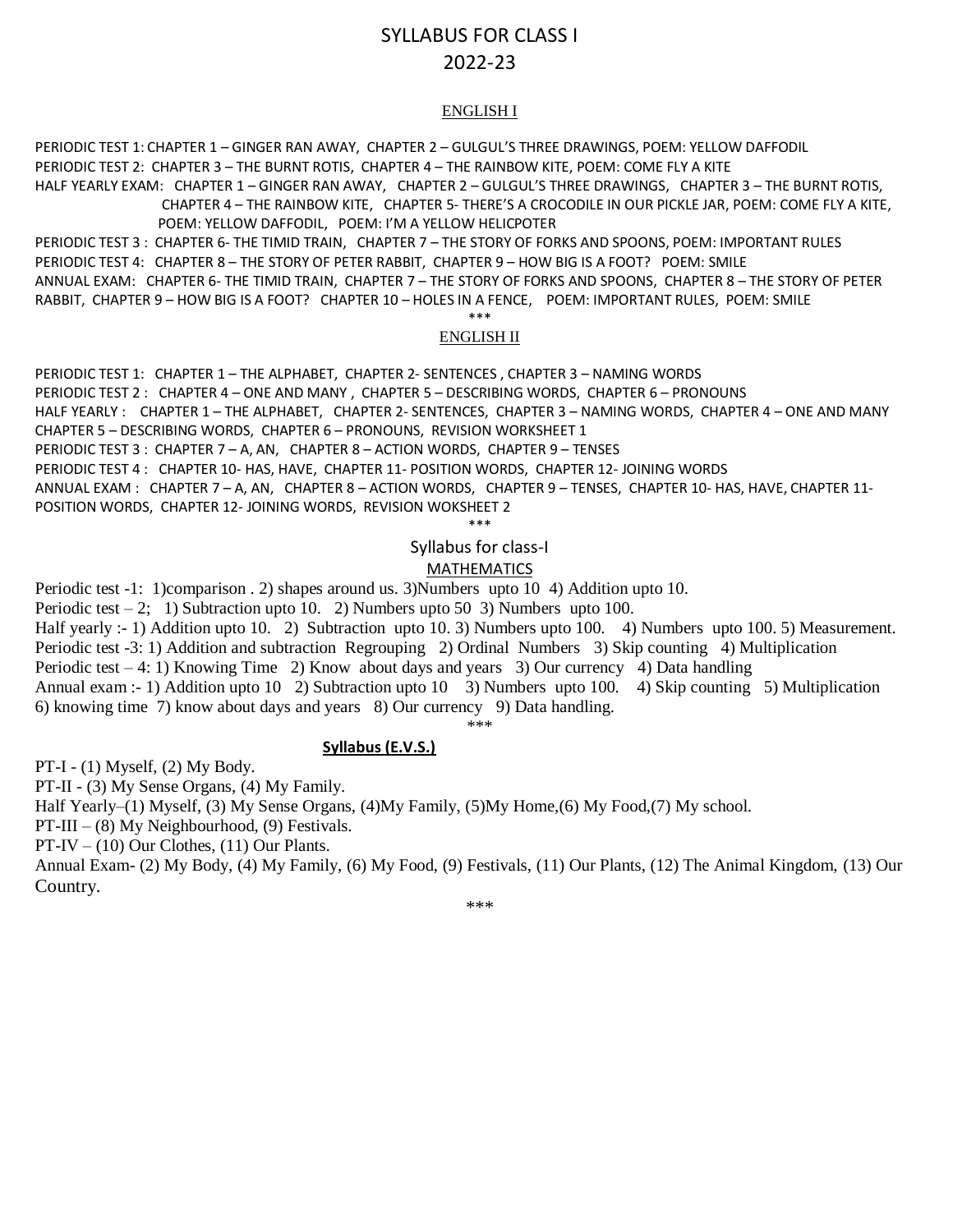# SYLLABUS FOR CLASS I
# 2022-23

## ENGLISH I

PERIODIC TEST 1: CHAPTER 1 – GINGER RAN AWAY, CHAPTER 2 – GULGUL'S THREE DRAWINGS, POEM: YELLOW DAFFODIL

PERIODIC TEST 2: CHAPTER 3 – THE BURNT ROTIS, CHAPTER 4 – THE RAINBOW KITE, POEM: COME FLY A KITE

HALF YEARLY EXAM: CHAPTER 1 – GINGER RAN AWAY, CHAPTER 2 – GULGUL'S THREE DRAWINGS, CHAPTER 3 – THE BURNT ROTIS, CHAPTER 4 – THE RAINBOW KITE, CHAPTER 5- THERE'S A CROCODILE IN OUR PICKLE JAR, POEM: COME FLY A KITE, POEM: YELLOW DAFFODIL, POEM: I'M A YELLOW HELICPOTER

PERIODIC TEST 3 : CHAPTER 6- THE TIMID TRAIN, CHAPTER 7 – THE STORY OF FORKS AND SPOONS, POEM: IMPORTANT RULES

PERIODIC TEST 4: CHAPTER 8 – THE STORY OF PETER RABBIT, CHAPTER 9 – HOW BIG IS A FOOT? POEM: SMILE

ANNUAL EXAM: CHAPTER 6- THE TIMID TRAIN, CHAPTER 7 – THE STORY OF FORKS AND SPOONS, CHAPTER 8 – THE STORY OF PETER RABBIT, CHAPTER 9 – HOW BIG IS A FOOT? CHAPTER 10 – HOLES IN A FENCE, POEM: IMPORTANT RULES, POEM: SMILE

***

## ENGLISH II

PERIODIC TEST 1: CHAPTER 1 – THE ALPHABET, CHAPTER 2- SENTENCES , CHAPTER 3 – NAMING WORDS

PERIODIC TEST 2 : CHAPTER 4 – ONE AND MANY , CHAPTER 5 – DESCRIBING WORDS, CHAPTER 6 – PRONOUNS

HALF YEARLY : CHAPTER 1 – THE ALPHABET, CHAPTER 2- SENTENCES, CHAPTER 3 – NAMING WORDS, CHAPTER 4 – ONE AND MANY CHAPTER 5 – DESCRIBING WORDS, CHAPTER 6 – PRONOUNS, REVISION WORKSHEET 1

PERIODIC TEST 3 : CHAPTER 7 – A, AN, CHAPTER 8 – ACTION WORDS, CHAPTER 9 – TENSES

PERIODIC TEST 4 : CHAPTER 10- HAS, HAVE, CHAPTER 11- POSITION WORDS, CHAPTER 12- JOINING WORDS

ANNUAL EXAM : CHAPTER 7 – A, AN, CHAPTER 8 – ACTION WORDS, CHAPTER 9 – TENSES, CHAPTER 10- HAS, HAVE, CHAPTER 11- POSITION WORDS, CHAPTER 12- JOINING WORDS, REVISION WOKSHEET 2

***

## Syllabus for class-I

### MATHEMATICS

Periodic test -1: 1)comparison . 2) shapes around us. 3)Numbers upto 10 4) Addition upto 10.

Periodic test – 2; 1) Subtraction upto 10. 2) Numbers upto 50 3) Numbers upto 100.

Half yearly :- 1) Addition upto 10. 2) Subtraction upto 10. 3) Numbers upto 100. 4) Numbers upto 100. 5) Measurement.

Periodic test -3: 1) Addition and subtraction Regrouping 2) Ordinal Numbers 3) Skip counting 4) Multiplication

Periodic test – 4: 1) Knowing Time 2) Know about days and years 3) Our currency 4) Data handling

Annual exam :- 1) Addition upto 10 2) Subtraction upto 10 3) Numbers upto 100. 4) Skip counting 5) Multiplication 6) knowing time 7) know about days and years 8) Our currency 9) Data handling.

***

### Syllabus (E.V.S.)

PT-I - (1) Myself, (2) My Body.

PT-II - (3) My Sense Organs, (4) My Family.

Half Yearly–(1) Myself, (3) My Sense Organs, (4)My Family, (5)My Home,(6) My Food,(7) My school.

PT-III – (8) My Neighbourhood, (9) Festivals.

PT-IV – (10) Our Clothes, (11) Our Plants.

Annual Exam- (2) My Body, (4) My Family, (6) My Food, (9) Festivals, (11) Our Plants, (12) The Animal Kingdom, (13) Our Country.

***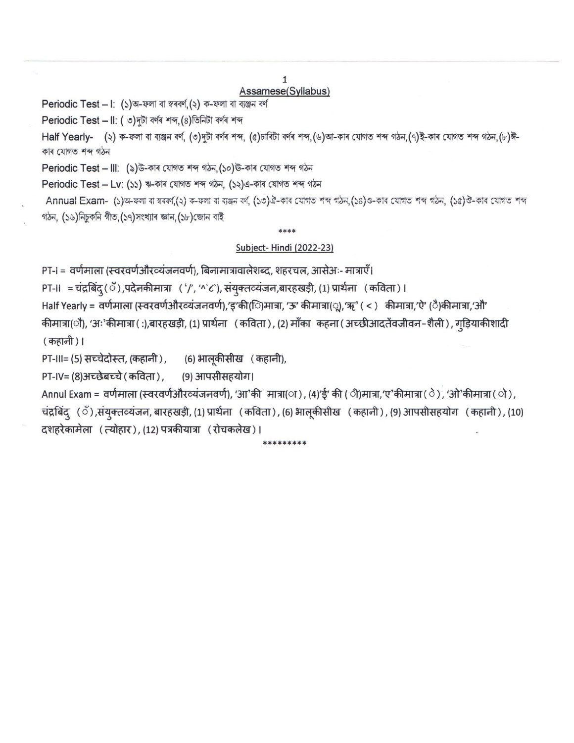## Assamese(Syllabus)

**Periodic Test – I:** (১)অ-ফলা বা স্বৰবৰ্ণ,(২) ক-ফলা বা ব্যঞ্জন বৰ্ণ

**Periodic Test – II:** ( ৩)দুটা বৰ্ণৰ শব্দ,(৪)তিনিটা বৰ্ণৰ শব্দ

**Half Yearly-** (২) ক-ফলা বা ব্যঞ্জন বৰ্ণ, (৩)দুটা বৰ্ণৰ শব্দ, (৫)চাৰিটা বৰ্ণৰ শব্দ,(৬)আ-কাৰ যোগত শব্দ গঠন,(৭)ই-কাৰ যোগত শব্দ গঠন,(৮)ঈ-কাৰ যোগত শব্দ গঠন

**Periodic Test – III:** (৯)উ-কাৰ যোগত শব্দ গঠন,(১০)ঊ-কাৰ যোগত শব্দ গঠন

**Periodic Test – Lv:** (১১) ঋ-কাৰ যোগত শব্দ গঠন, (১২)এ-কাৰ যোগত শব্দ গঠন

**Annual Exam-** (১)অ-ফলা বা স্বৰবৰ্ণ,(২) ক-ফলা বা ব্যঞ্জন বৰ্ণ, (১৩)ঐ-কাৰ যোগত শব্দ গঠন,(১৪)ও-কাৰ যোগত শব্দ গঠন, (১৫)ঔ-কাৰ যোগত শব্দ গঠন, (১৬)নিচুকনি গীত,(১৭)সংখ্যাৰ জ্ঞান,(১৮)জোন বাই

****

## Subject- Hindi (2022-23)

PT-I = वर्णमाला (स्वरवर्णऔरव्यंजनवर्ण), बिनामात्रावालेशब्द, शहरचल, आसेअः- मात्राएँ।

PT-II = चंद्रबिंदु(ँ),पदेनकीमात्रा ('/', '^`C'), संयुक्तव्यंजन,बारहखड़ी, (1) प्रार्थना (कविता)।

Half Yearly = वर्णमाला (स्वरवर्णऔरव्यंजनवर्ण),'इ'की(ि)मात्रा, 'ऊ' कीमात्रा(ू),'ऋ' ( < ) कीमात्रा,'ऐ' (ै)कीमात्रा,'औ' कीमात्रा(ौ), 'अः'कीमात्रा ( :),बारहखड़ी, (1) प्रार्थना (कविता), (2) माँका कहना (अच्छीआदतेंवजीवन-शैली), गुड़ियाकीशादी (कहानी)।

PT-III= (5) सच्चेदोस्त, (कहानी), (6) भालूकीसीख (कहानी),

PT-IV= (8)अच्छेबच्चे (कविता), (9) आपसीसहयोग।

Annul Exam = वर्णमाला (स्वरवर्णऔरव्यंजनवर्ण), 'आ'की मात्रा(ा), (4)'ई' की (ी)मात्रा,'ए'कीमात्रा (े), 'ओ'कीमात्रा (ो), चंद्रबिंदु (ँ),संयुक्तव्यंजन, बारहखड़ी, (1) प्रार्थना (कविता), (6) भालूकीसीख (कहानी), (9) आपसीसहयोग (कहानी), (10) दशहरेकामेला (त्योहार), (12) पत्रकीयात्रा (रोचकलेख)।

*********